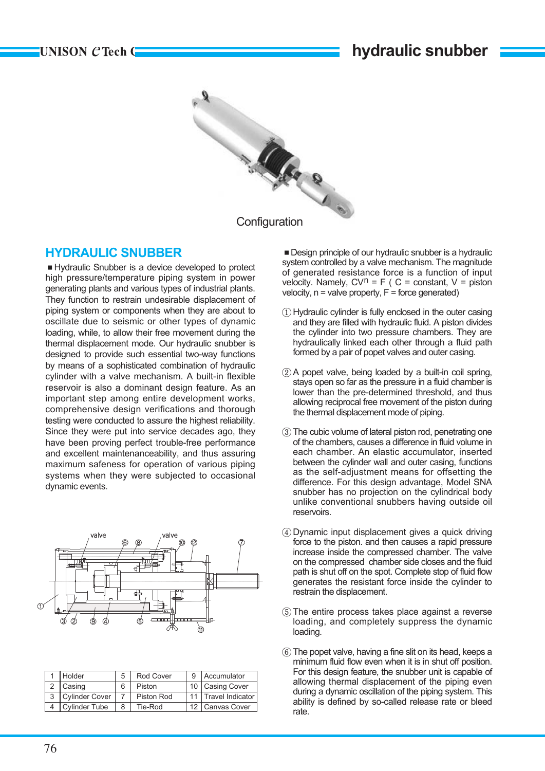Configuration

## HYDRAULIC SNUBBER

■ Hydraulic Snubber is a device developed to protect high pressure/temperature piping system in power generating plants and various types of industrial plants. They function to restrain undesirable displacement of piping system or components when they are about to oscillate due to seismic or other types of dynamic loading, while, to allow their free movement during the thermal displacement mode. Our hydraulic snubber is designed to provide such essential two-way functions by means of a sophisticated combination of hydraulic cylinder with a valve mechanism. A built-in flexible reservoir is also a dominant design feature. As an important step among entire development works, comprehensive design verifications and thorough testing were conducted to assure the highest reliability. Since they were put into service decades ago, they have been proving perfect trouble-free performance and excellent maintenanceability, and thus assuring maximum safeness for operation of various piping systems when they were subjected to occasional dynamic events.

| 1 | Holder | 5 | Rod Cover | 9 | Accumulator |
|---|---|---|---|---|---|
| 2 | Casing | 6 | Piston | 10 | Casing Cover |
| 3 | Cylinder Cover | 7 | Piston Rod | 11 | Travel Indicator |
| 4 | Cylinder Tube | 8 | Tie-Rod | 12 | Canvas Cover |

■ Design principle of our hydraulic snubber is a hydraulic system controlled by a valve mechanism. The magnitude of generated resistance force is a function of input velocity. Namely, $CV^n = F$ ( C = constant, V = piston velocity, n = valve property, F = force generated)

① Hydraulic cylinder is fully enclosed in the outer casing and they are filled with hydraulic fluid. A piston divides the cylinder into two pressure chambers. They are hydraulically linked each other through a fluid path formed by a pair of popet valves and outer casing.

② A popet valve, being loaded by a built-in coil spring, stays open so far as the pressure in a fluid chamber is lower than the pre-determined threshold, and thus allowing reciprocal free movement of the piston during the thermal displacement mode of piping.

③ The cubic volume of lateral piston rod, penetrating one of the chambers, causes a difference in fluid volume in each chamber. An elastic accumulator, inserted between the cylinder wall and outer casing, functions as the self-adjustment means for offsetting the difference. For this design advantage, Model SNA snubber has no projection on the cylindrical body unlike conventional snubbers having outside oil reservoirs.

④ Dynamic input displacement gives a quick driving force to the piston. and then causes a rapid pressure increase inside the compressed chamber. The valve on the compressed chamber side closes and the fluid path is shut off on the spot. Complete stop of fluid flow generates the resistant force inside the cylinder to restrain the displacement.

⑤ The entire process takes place against a reverse loading, and completely suppress the dynamic loading.

⑥ The popet valve, having a fine slit on its head, keeps a minimum fluid flow even when it is in shut off position. For this design feature, the snubber unit is capable of allowing thermal displacement of the piping even during a dynamic oscillation of the piping system. This ability is defined by so-called release rate or bleed rate.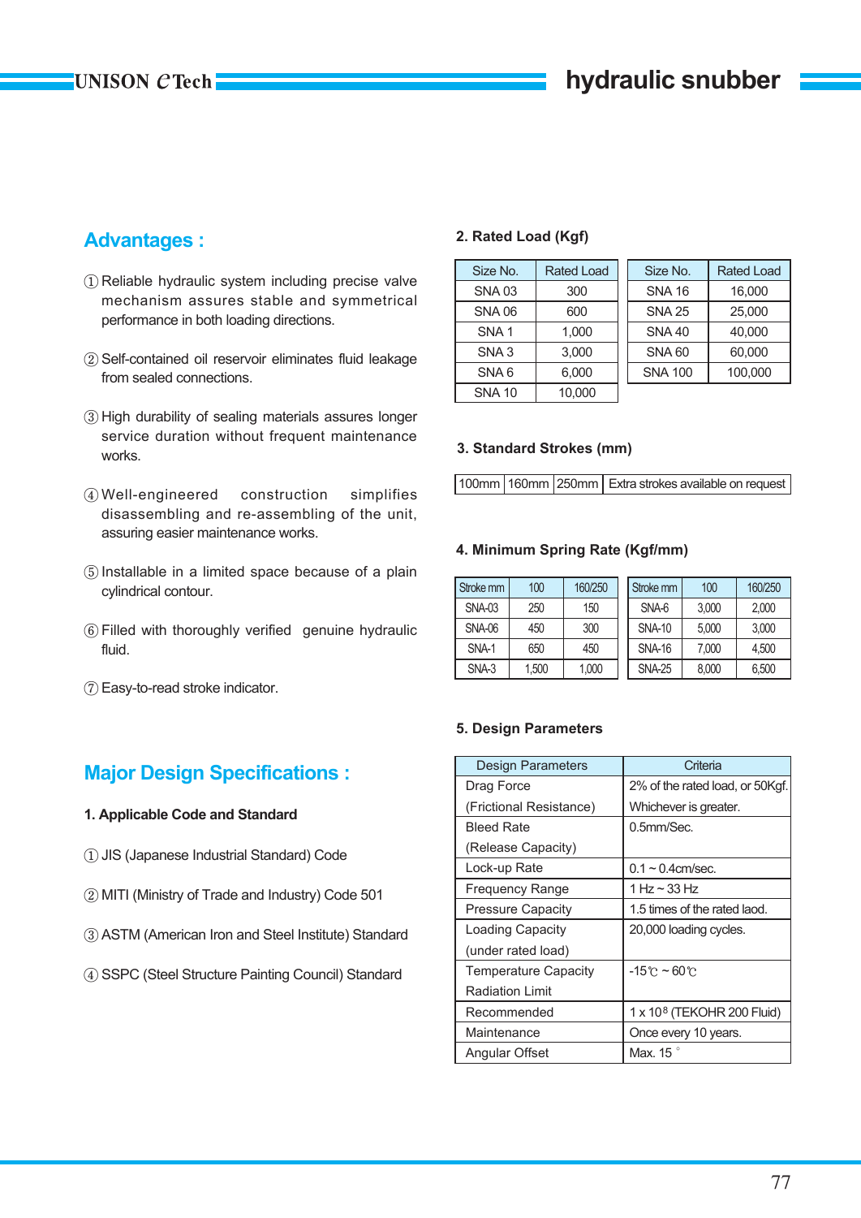## Advantages :

① Reliable hydraulic system including precise valve mechanism assures stable and symmetrical performance in both loading directions.

② Self-contained oil reservoir eliminates fluid leakage from sealed connections.

③ High durability of sealing materials assures longer service duration without frequent maintenance works.

④ Well-engineered construction simplifies disassembling and re-assembling of the unit, assuring easier maintenance works.

⑤ Installable in a limited space because of a plain cylindrical contour.

⑥ Filled with thoroughly verified genuine hydraulic fluid.

⑦ Easy-to-read stroke indicator.

## Major Design Specifications :

### 1. Applicable Code and Standard

① JIS (Japanese Industrial Standard) Code

② MITI (Ministry of Trade and Industry) Code 501

③ ASTM (American Iron and Steel Institute) Standard

④ SSPC (Steel Structure Painting Council) Standard

### 2. Rated Load (Kgf)

| Size No. | Rated Load |
|---|---|
| SNA 03 | 300 |
| SNA 06 | 600 |
| SNA 1 | 1,000 |
| SNA 3 | 3,000 |
| SNA 6 | 6,000 |
| SNA 10 | 10,000 |

| Size No. | Rated Load |
|---|---|
| SNA 16 | 16,000 |
| SNA 25 | 25,000 |
| SNA 40 | 40,000 |
| SNA 60 | 60,000 |
| SNA 100 | 100,000 |

### 3. Standard Strokes (mm)

| 100mm | 160mm | 250mm | Extra strokes available on request |
|---|---|---|---|

### 4. Minimum Spring Rate (Kgf/mm)

| Stroke mm | 100 | 160/250 |
|---|---|---|
| SNA-03 | 250 | 150 |
| SNA-06 | 450 | 300 |
| SNA-1 | 650 | 450 |
| SNA-3 | 1,500 | 1,000 |

| Stroke mm | 100 | 160/250 |
|---|---|---|
| SNA-6 | 3,000 | 2,000 |
| SNA-10 | 5,000 | 3,000 |
| SNA-16 | 7,000 | 4,500 |
| SNA-25 | 8,000 | 6,500 |

### 5. Design Parameters

| Design Parameters | Criteria |
|---|---|
| Drag Force (Frictional Resistance) | 2% of the rated load, or 50Kgf. Whichever is greater. |
| Bleed Rate (Release Capacity) | 0.5mm/Sec. |
| Lock-up Rate | 0.1 ~ 0.4cm/sec. |
| Frequency Range | 1 Hz ~ 33 Hz |
| Pressure Capacity | 1.5 times of the rated laod. |
| Loading Capacity (under rated load) | 20,000 loading cycles. |
| Temperature Capacity Radiation Limit | -15℃ ~ 60℃ |
| Recommended | 1 x $10^8$ (TEKOHR 200 Fluid) |
| Maintenance | Once every 10 years. |
| Angular Offset | Max. 15 ° |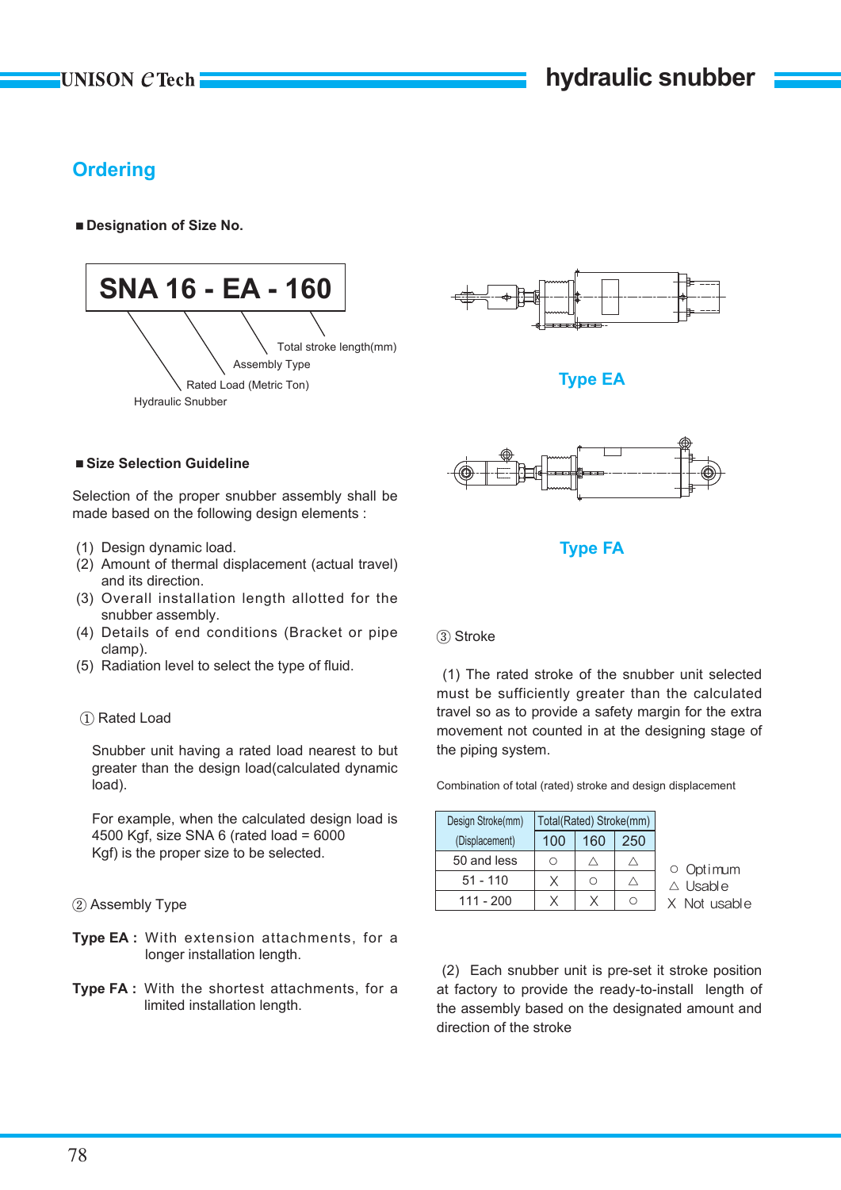## Ordering

### ■ Designation of Size No.

**SNA 16 - EA - 160**

- Total stroke length(mm)
- Assembly Type
- Rated Load (Metric Ton)
- Hydraulic Snubber

Type EA

Type FA

### ■ Size Selection Guideline

Selection of the proper snubber assembly shall be made based on the following design elements :

(1) Design dynamic load.
(2) Amount of thermal displacement (actual travel) and its direction.
(3) Overall installation length allotted for the snubber assembly.
(4) Details of end conditions (Bracket or pipe clamp).
(5) Radiation level to select the type of fluid.

① Rated Load

Snubber unit having a rated load nearest to but greater than the design load(calculated dynamic load).

For example, when the calculated design load is 4500 Kgf, size SNA 6 (rated load = 6000 Kgf) is the proper size to be selected.

② Assembly Type

**Type EA :** With extension attachments, for a longer installation length.

**Type FA :** With the shortest attachments, for a limited installation length.

③ Stroke

(1) The rated stroke of the snubber unit selected must be sufficiently greater than the calculated travel so as to provide a safety margin for the extra movement not counted in at the designing stage of the piping system.

Combination of total (rated) stroke and design displacement

| Design Stroke(mm) (Displacement) | Total(Rated) Stroke(mm) | | |
|---|---|---|---|
| | 100 | 160 | 250 |
| 50 and less | ○ | △ | △ |
| 51 - 110 | X | ○ | △ |
| 111 - 200 | X | X | ○ |

○ Optimum
△ Usable
X Not usable

(2) Each snubber unit is pre-set it stroke position at factory to provide the ready-to-install length of the assembly based on the designated amount and direction of the stroke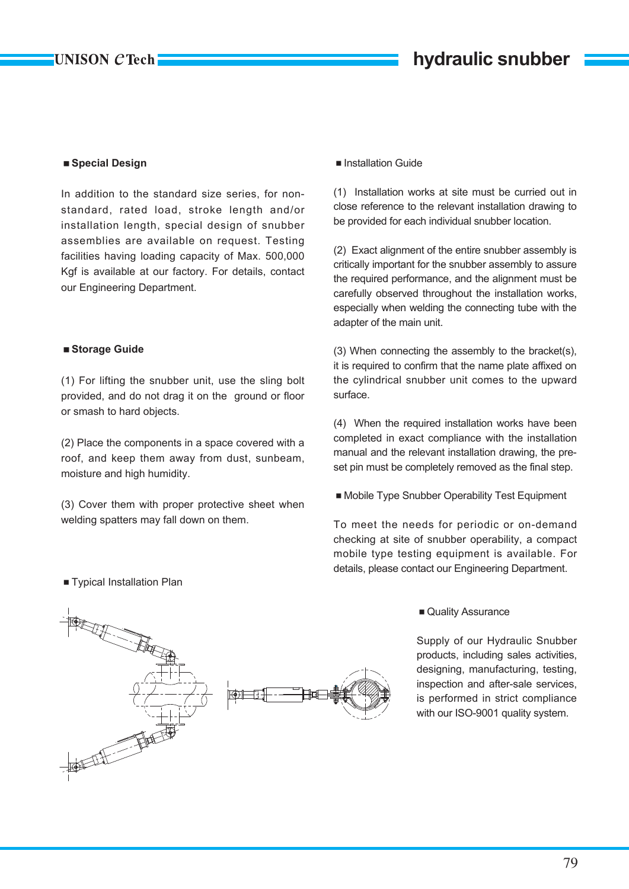## Special Design

In addition to the standard size series, for non-standard, rated load, stroke length and/or installation length, special design of snubber assemblies are available on request. Testing facilities having loading capacity of Max. 500,000 Kgf is available at our factory. For details, contact our Engineering Department.

## Storage Guide

(1) For lifting the snubber unit, use the sling bolt provided, and do not drag it on the ground or floor or smash to hard objects.

(2) Place the components in a space covered with a roof, and keep them away from dust, sunbeam, moisture and high humidity.

(3) Cover them with proper protective sheet when welding spatters may fall down on them.

## Typical Installation Plan

## Installation Guide

(1) Installation works at site must be curried out in close reference to the relevant installation drawing to be provided for each individual snubber location.

(2) Exact alignment of the entire snubber assembly is critically important for the snubber assembly to assure the required performance, and the alignment must be carefully observed throughout the installation works, especially when welding the connecting tube with the adapter of the main unit.

(3) When connecting the assembly to the bracket(s), it is required to confirm that the name plate affixed on the cylindrical snubber unit comes to the upward surface.

(4) When the required installation works have been completed in exact compliance with the installation manual and the relevant installation drawing, the pre-set pin must be completely removed as the final step.

## Mobile Type Snubber Operability Test Equipment

To meet the needs for periodic or on-demand checking at site of snubber operability, a compact mobile type testing equipment is available. For details, please contact our Engineering Department.

## Quality Assurance

Supply of our Hydraulic Snubber products, including sales activities, designing, manufacturing, testing, inspection and after-sale services, is performed in strict compliance with our ISO-9001 quality system.